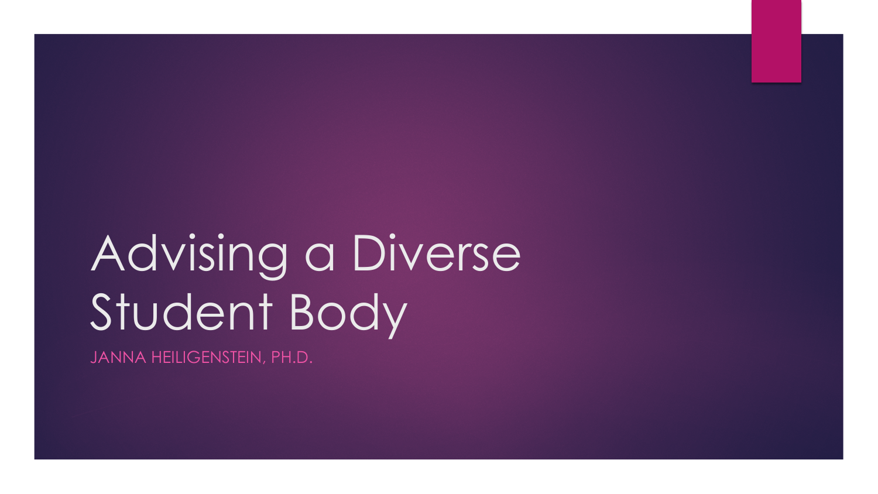# Advising a Diverse Student Body

JANNA HEILIGENSTEIN, PH.D.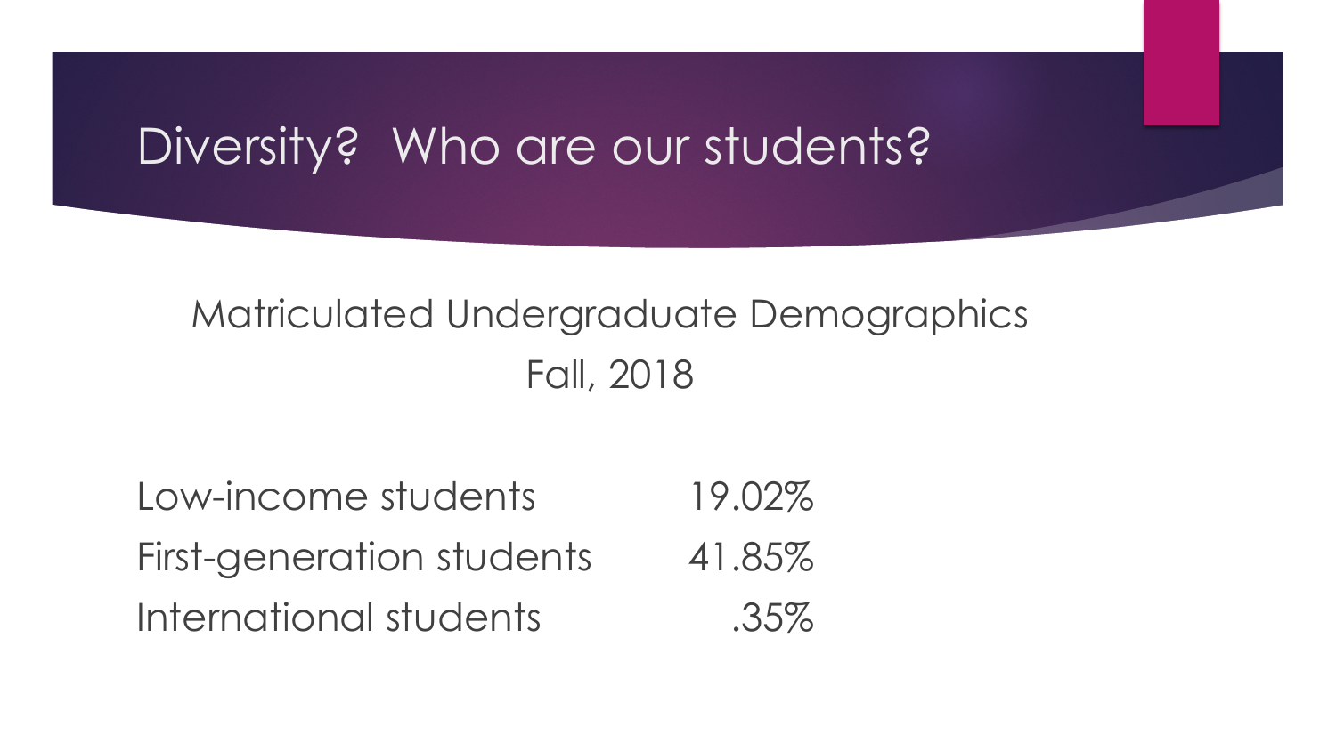# Diversity? Who are our students?

## Matriculated Undergraduate Demographics
## Fall, 2018

| | |
|---|---|
| Low-income students | 19.02% |
| First-generation students | 41.85% |
| International students | .35% |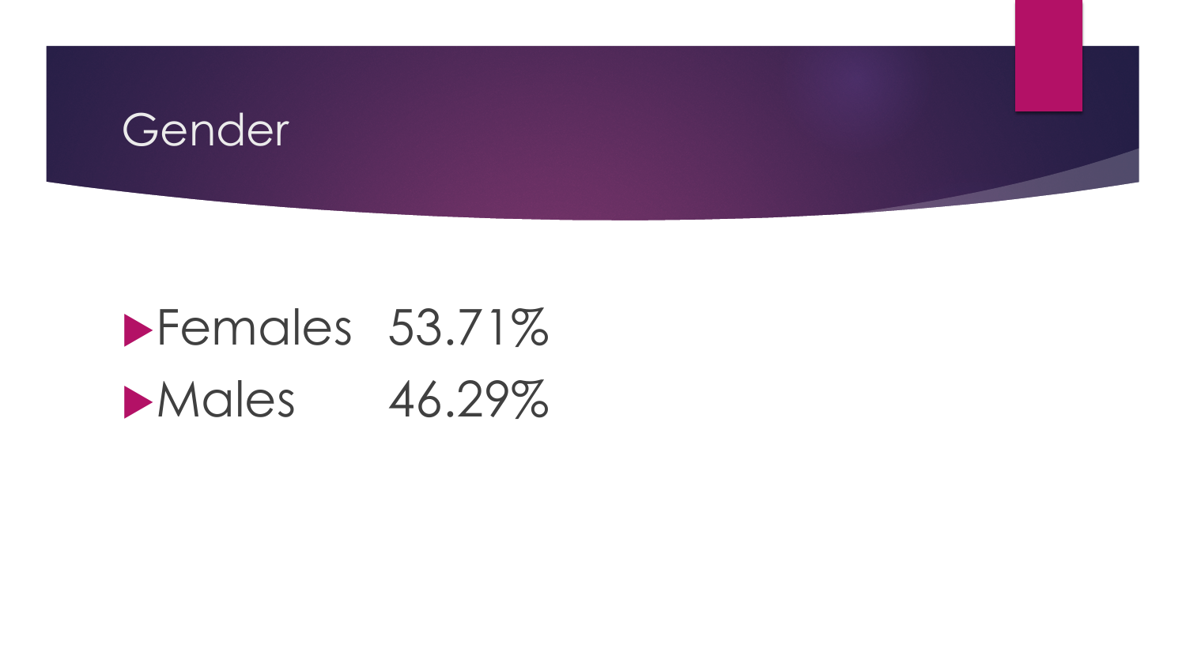# Gender

- Females 53.71%
- Males 46.29%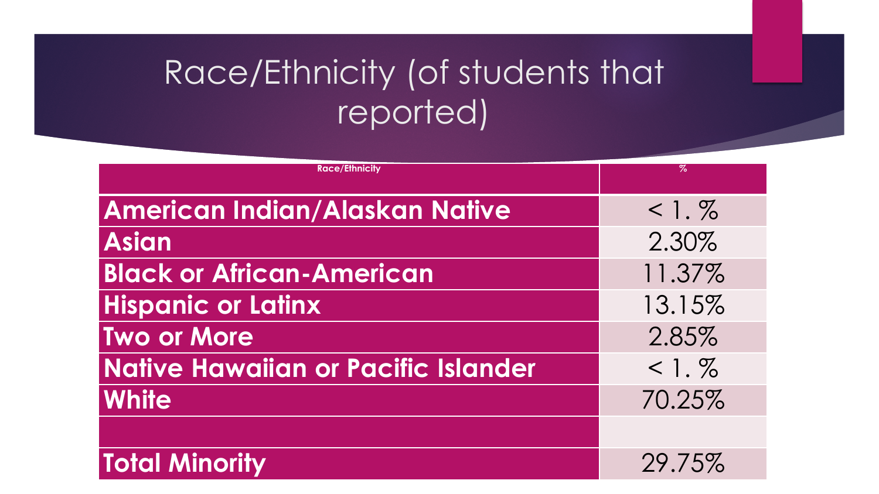# Race/Ethnicity (of students that reported)

| Race/Ethnicity | % |
| --- | --- |
| **American Indian/Alaskan Native** | < 1. % |
| **Asian** | 2.30% |
| **Black or African-American** | 11.37% |
| **Hispanic or Latinx** | 13.15% |
| **Two or More** | 2.85% |
| **Native Hawaiian or Pacific Islander** | < 1. % |
| **White** | 70.25% |
| | |
| **Total Minority** | 29.75% |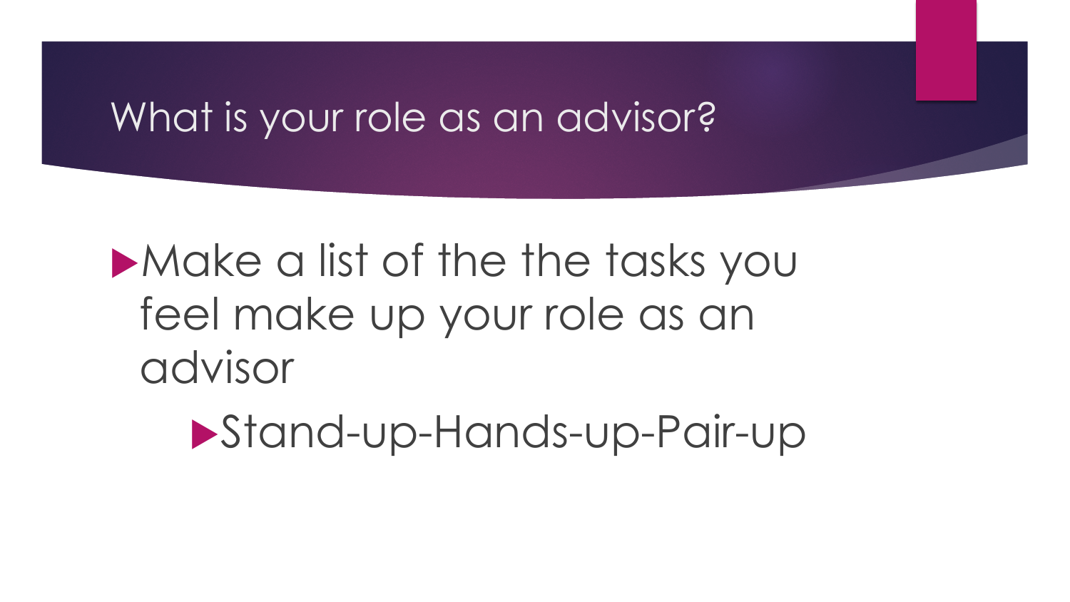# What is your role as an advisor?

- Make a list of the the tasks you feel make up your role as an advisor
  - Stand-up-Hands-up-Pair-up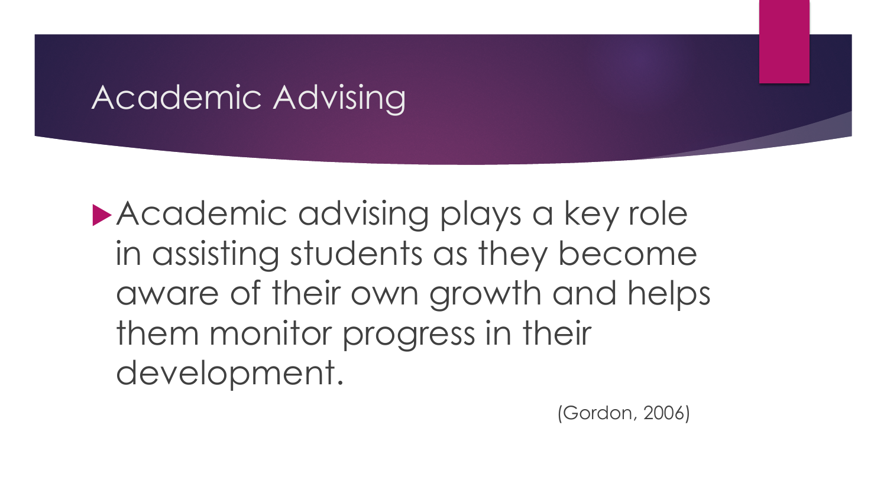# Academic Advising

- Academic advising plays a key role in assisting students as they become aware of their own growth and helps them monitor progress in their development.

(Gordon, 2006)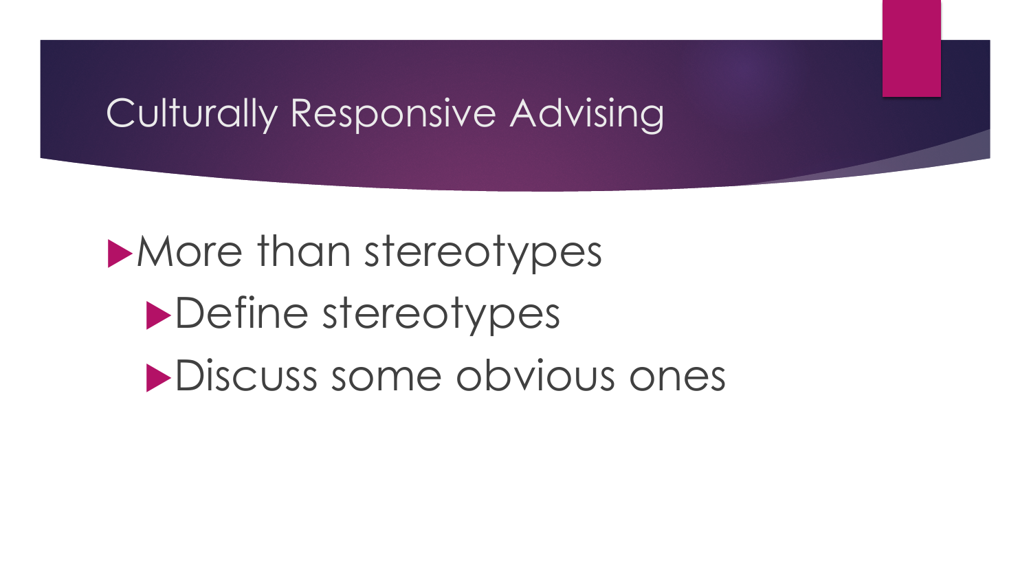# Culturally Responsive Advising

- More than stereotypes
  - Define stereotypes
  - Discuss some obvious ones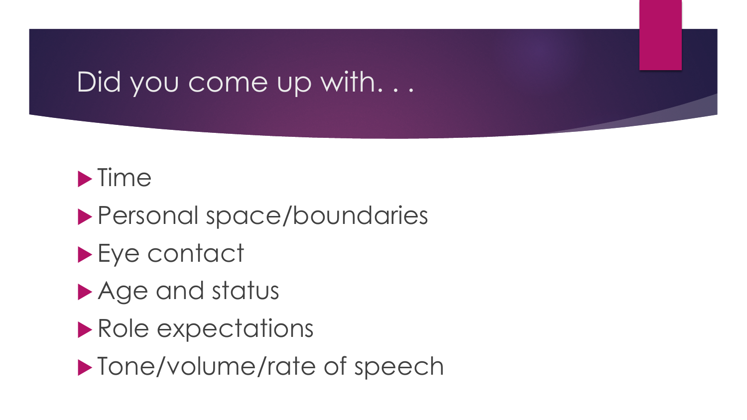# Did you come up with. . .

- Time
- Personal space/boundaries
- Eye contact
- Age and status
- Role expectations
- Tone/volume/rate of speech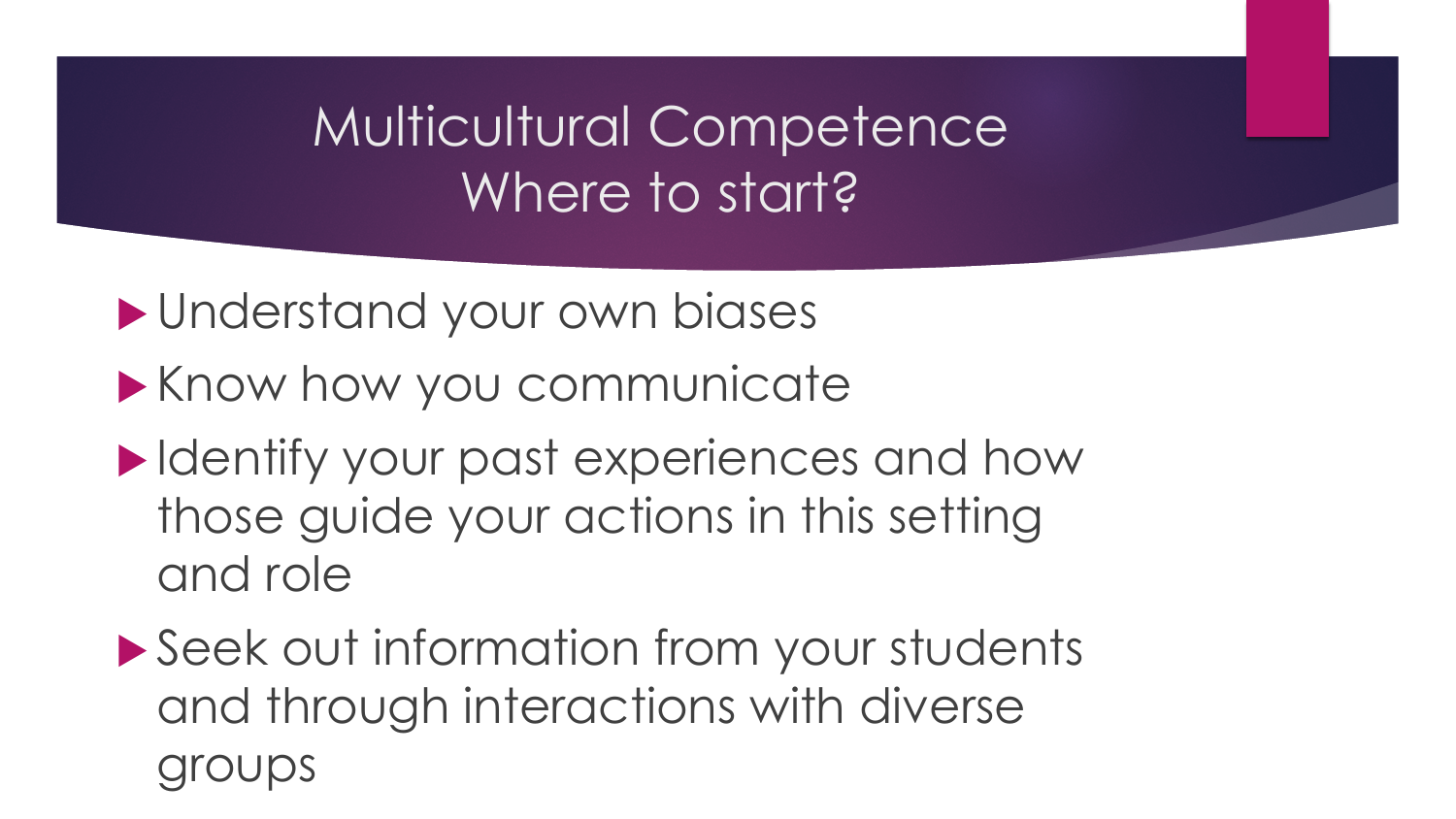# Multicultural Competence
# Where to start?

- Understand your own biases
- Know how you communicate
- Identify your past experiences and how those guide your actions in this setting and role
- Seek out information from your students and through interactions with diverse groups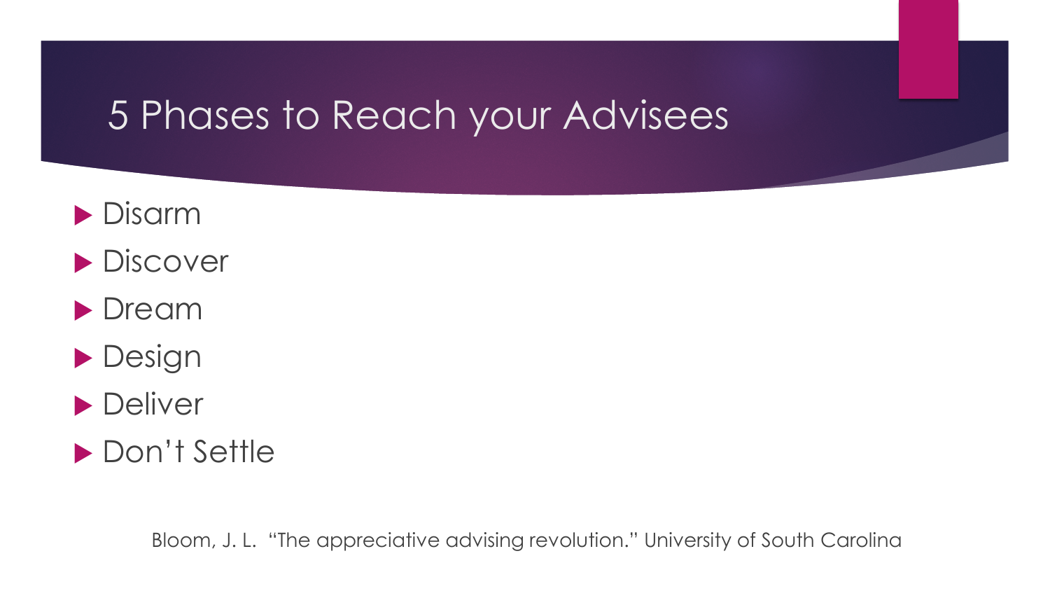# 5 Phases to Reach your Advisees

- Disarm
- Discover
- Dream
- Design
- Deliver
- Don't Settle

Bloom, J. L. "The appreciative advising revolution." University of South Carolina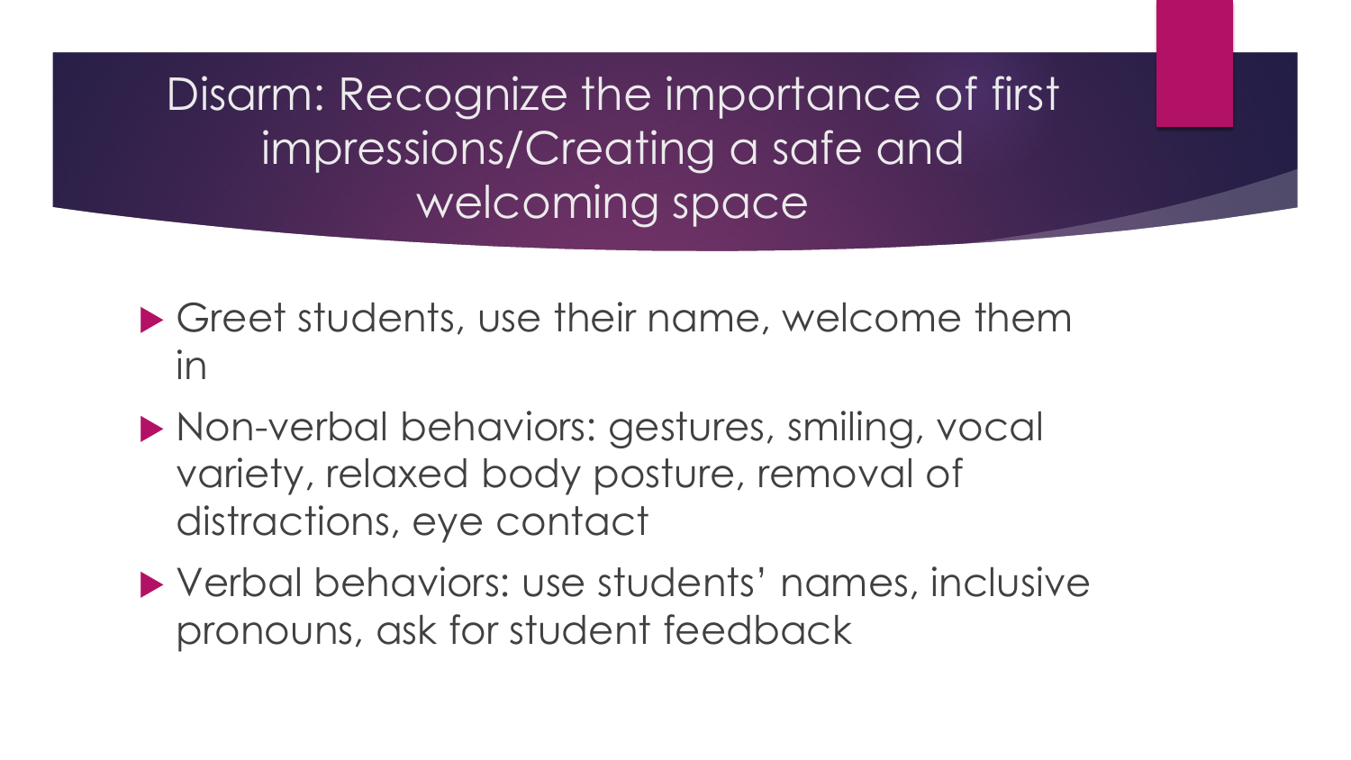# Disarm: Recognize the importance of first impressions/Creating a safe and welcoming space

- Greet students, use their name, welcome them in
- Non-verbal behaviors: gestures, smiling, vocal variety, relaxed body posture, removal of distractions, eye contact
- Verbal behaviors: use students' names, inclusive pronouns, ask for student feedback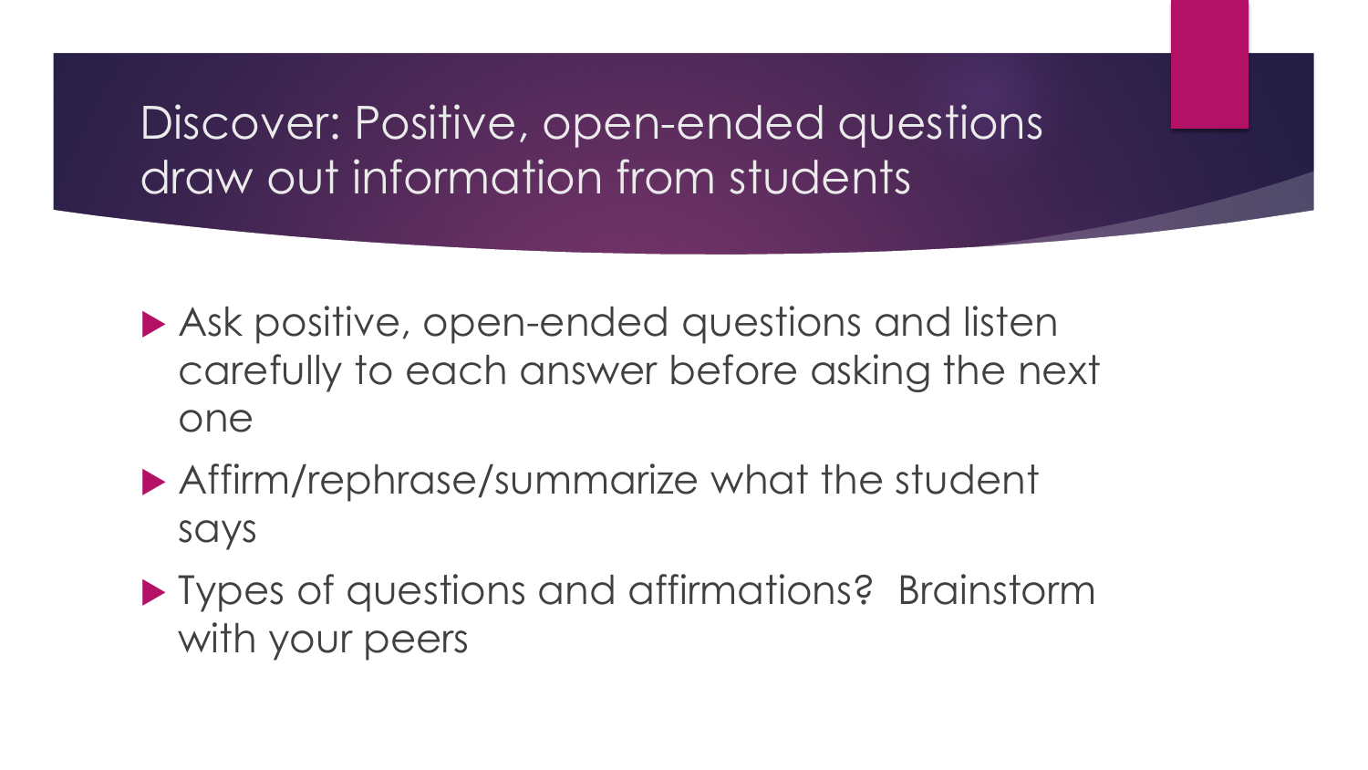# Discover: Positive, open-ended questions draw out information from students

- Ask positive, open-ended questions and listen carefully to each answer before asking the next one
- Affirm/rephrase/summarize what the student says
- Types of questions and affirmations? Brainstorm with your peers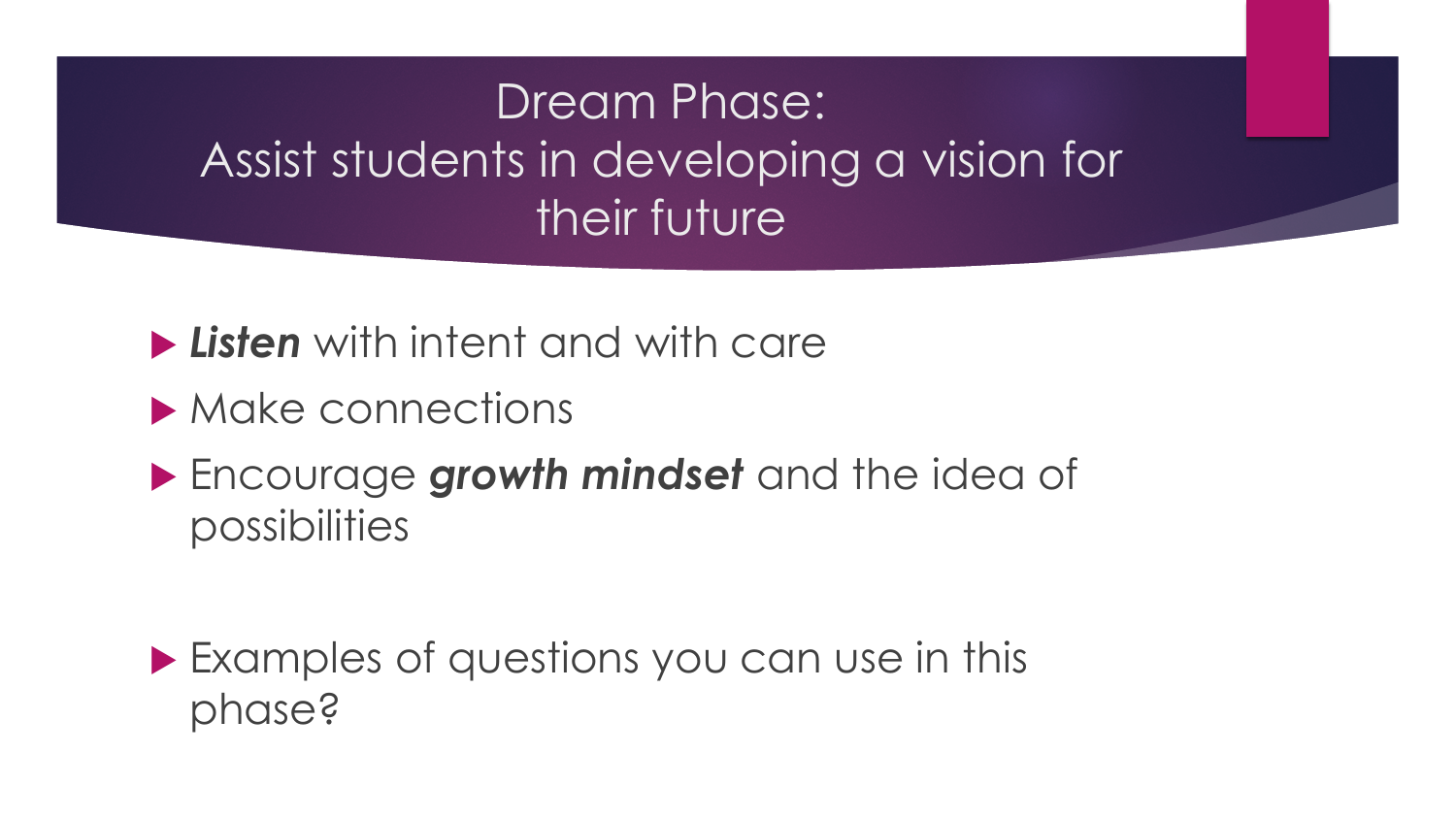# Dream Phase: Assist students in developing a vision for their future

- ***Listen*** with intent and with care
- Make connections
- Encourage ***growth mindset*** and the idea of possibilities

- Examples of questions you can use in this phase?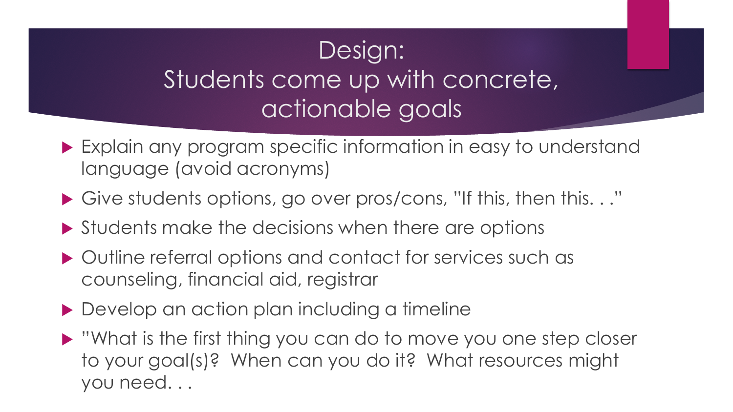# Design: Students come up with concrete, actionable goals

- Explain any program specific information in easy to understand language (avoid acronyms)
- Give students options, go over pros/cons, "If this, then this. . ."
- Students make the decisions when there are options
- Outline referral options and contact for services such as counseling, financial aid, registrar
- Develop an action plan including a timeline
- "What is the first thing you can do to move you one step closer to your goal(s)? When can you do it? What resources might you need. . .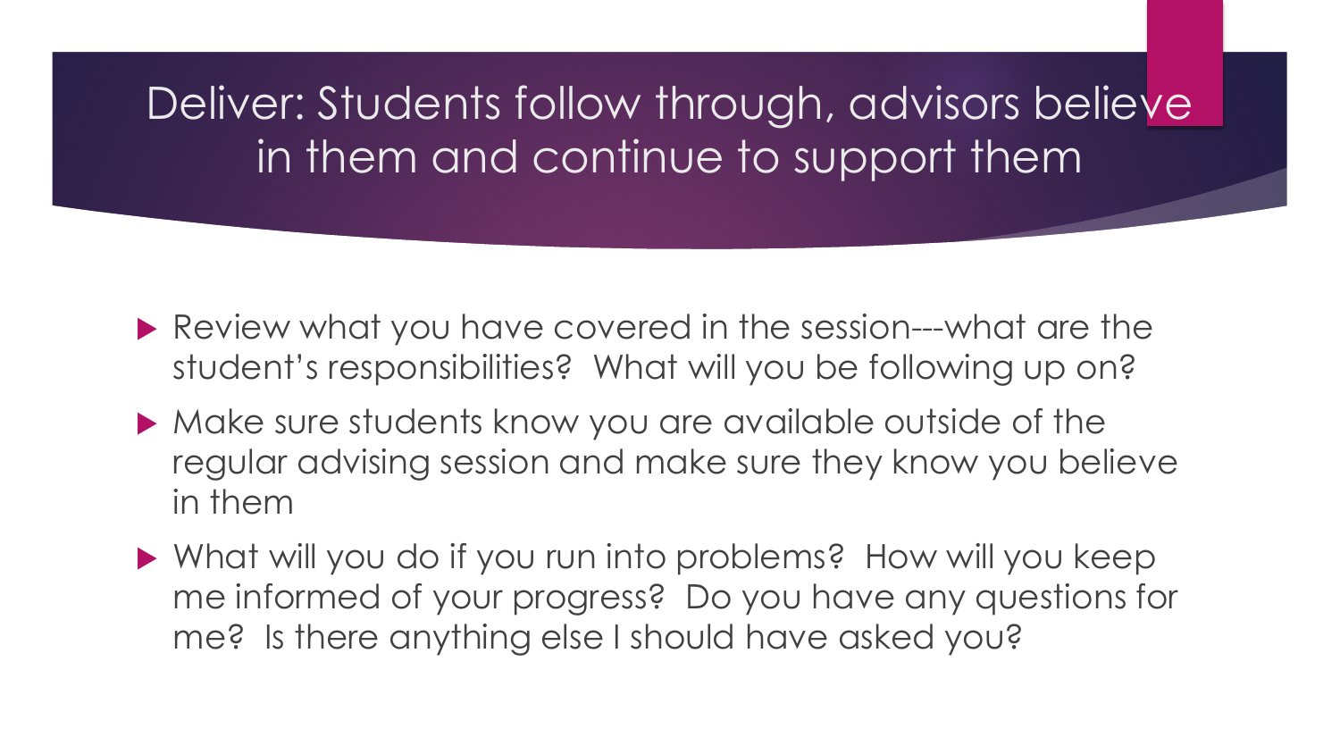# Deliver: Students follow through, advisors believe in them and continue to support them

- Review what you have covered in the session---what are the student's responsibilities? What will you be following up on?
- Make sure students know you are available outside of the regular advising session and make sure they know you believe in them
- What will you do if you run into problems? How will you keep me informed of your progress? Do you have any questions for me? Is there anything else I should have asked you?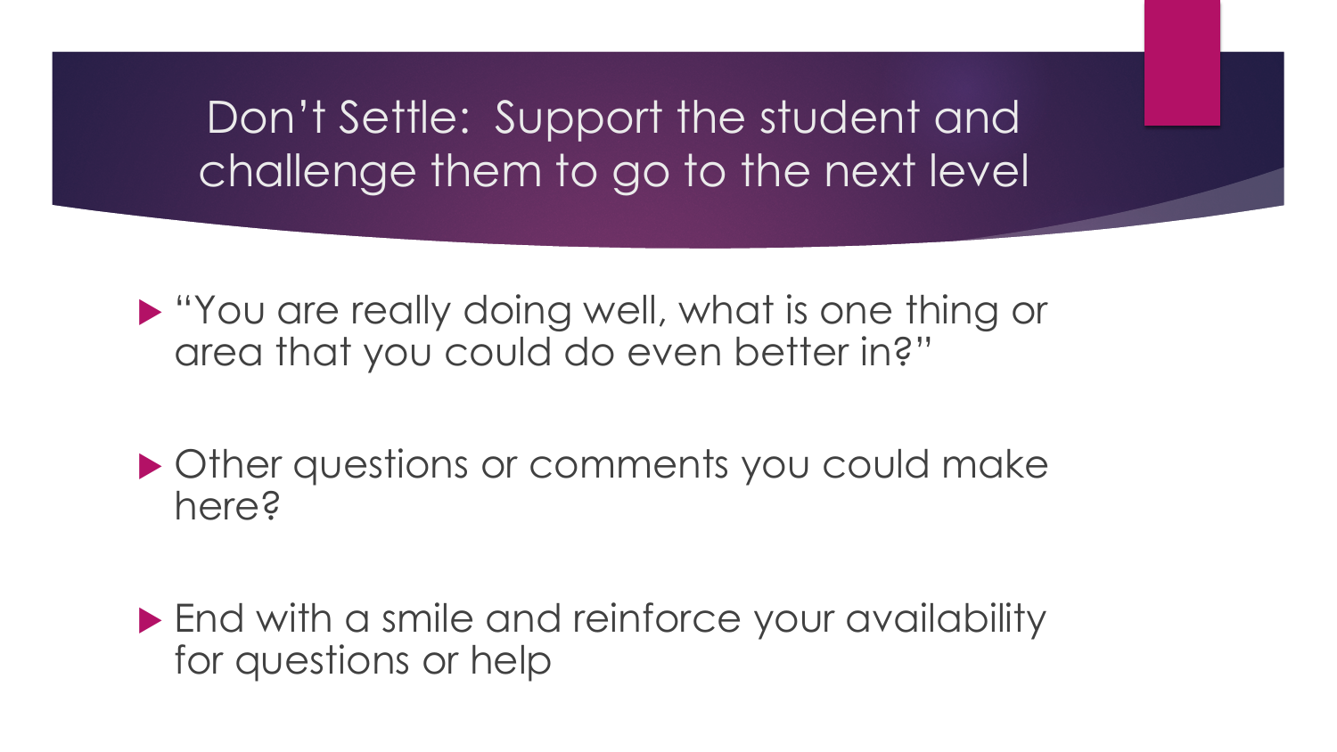# Don't Settle: Support the student and challenge them to go to the next level

- "You are really doing well, what is one thing or area that you could do even better in?"

- Other questions or comments you could make here?

- End with a smile and reinforce your availability for questions or help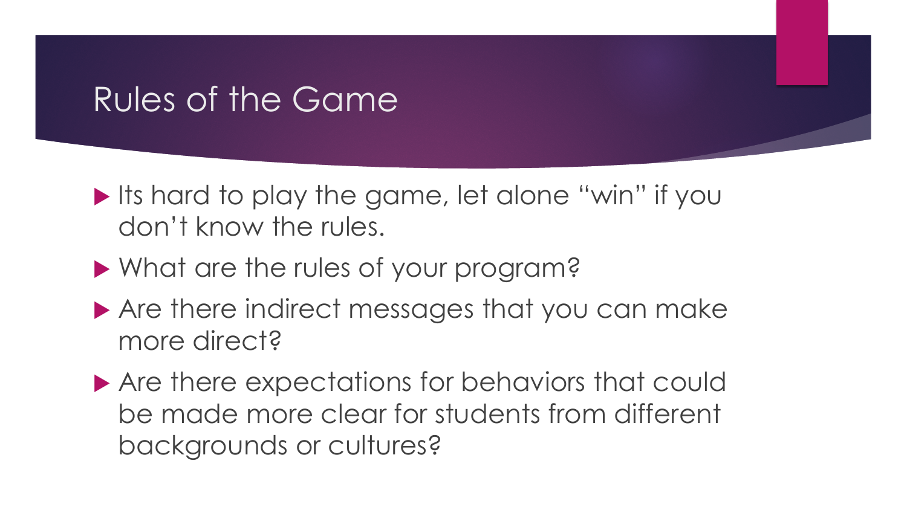# Rules of the Game

- Its hard to play the game, let alone "win" if you don't know the rules.
- What are the rules of your program?
- Are there indirect messages that you can make more direct?
- Are there expectations for behaviors that could be made more clear for students from different backgrounds or cultures?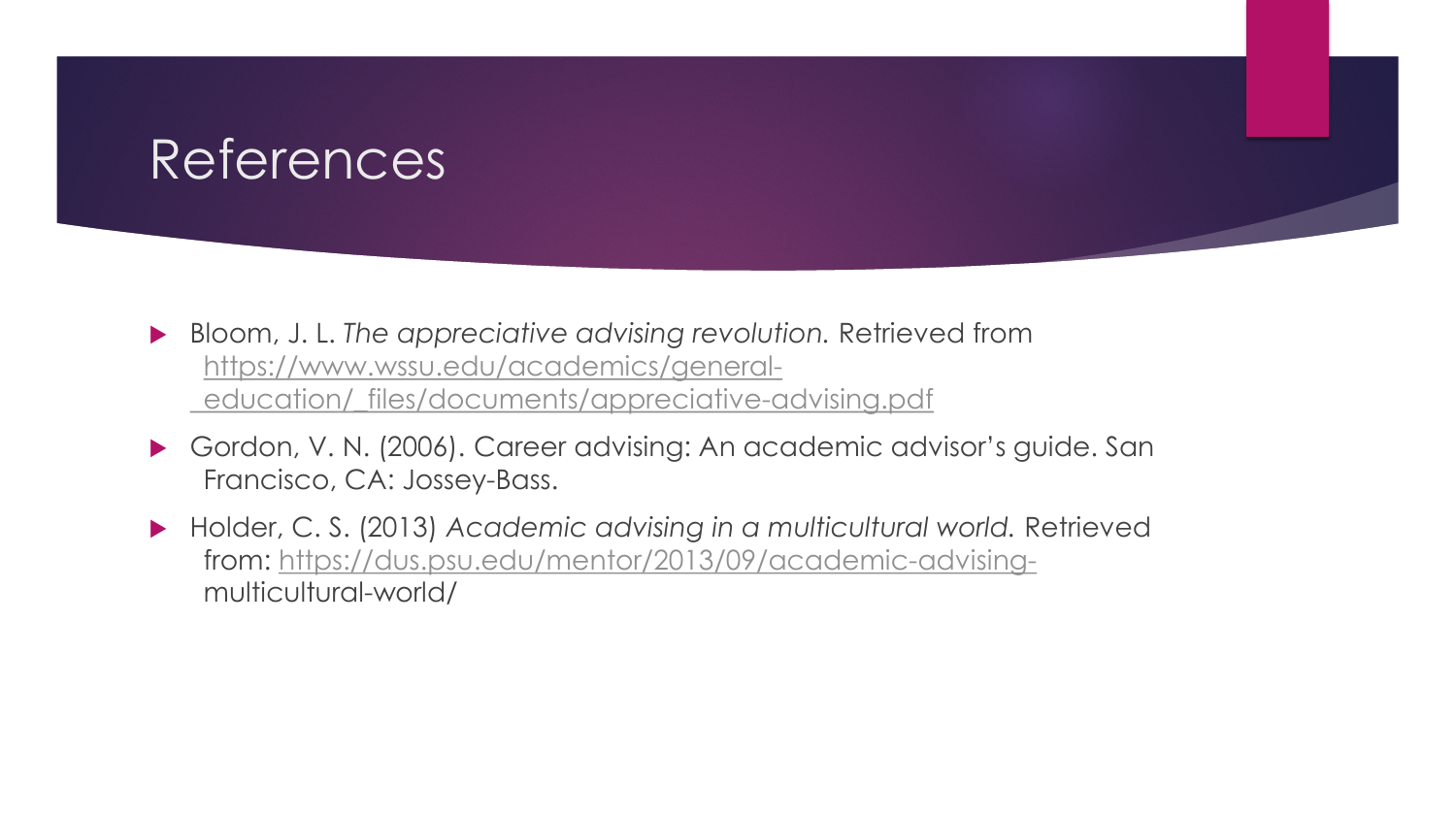# References

- Bloom, J. L. *The appreciative advising revolution.* Retrieved from https://www.wssu.edu/academics/general-_education/_files/documents/appreciative-advising.pdf
- Gordon, V. N. (2006). Career advising: An academic advisor's guide. San Francisco, CA: Jossey-Bass.
- Holder, C. S. (2013) *Academic advising in a multicultural world.* Retrieved from: https://dus.psu.edu/mentor/2013/09/academic-advising-multicultural-world/